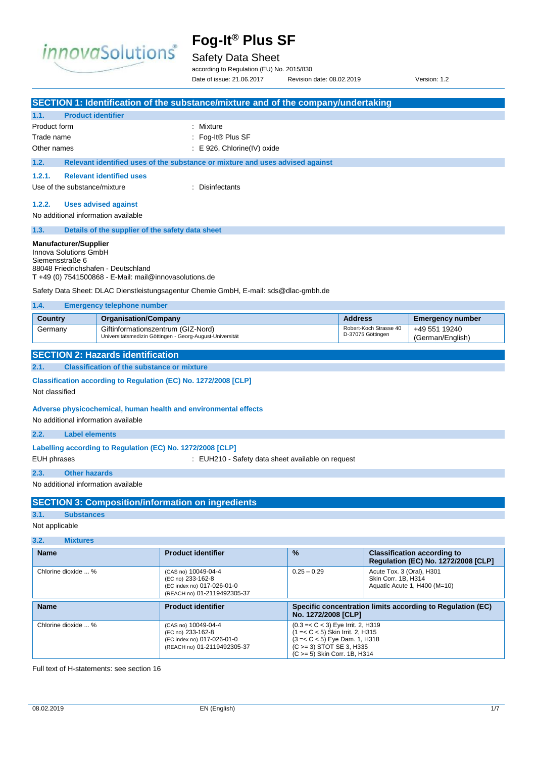# Fog-It® Plus SF

## Safety Data Sheet

according to Regulation (EU) No. 2015/830

Date of issue: 21.06.2017 Revision date: 08.02.2019 Version: 1.2

## SECTION 1: Identification of the substance/mixture and of the company/undertaking

### 1.1. Product identifier

Product form : Mixture

Trade name : Fog-It® Plus SF

Other names : E 926, Chlorine(IV) oxide

### 1.2. Relevant identified uses of the substance or mixture and uses advised against

#### 1.2.1. Relevant identified uses

Use of the substance/mixture : Disinfectants

#### 1.2.2. Uses advised against

No additional information available

### 1.3. Details of the supplier of the safety data sheet

**Manufacturer/Supplier**
Innova Solutions GmbH
Siemensstraße 6
88048 Friedrichshafen - Deutschland
T +49 (0) 7541500868 - E-Mail: mail@innovasolutions.de

Safety Data Sheet: DLAC Dienstleistungsagentur Chemie GmbH, E-mail: sds@dlac-gmbh.de

### 1.4. Emergency telephone number

| Country | Organisation/Company | Address | Emergency number |
|---|---|---|---|
| Germany | Giftinformationszentrum (GIZ-Nord) Universitätsmedizin Göttingen - Georg-August-Universität | Robert-Koch Strasse 40 D-37075 Göttingen | +49 551 19240 (German/English) |

## SECTION 2: Hazards identification

### 2.1. Classification of the substance or mixture

**Classification according to Regulation (EC) No. 1272/2008 [CLP]**

Not classified

**Adverse physicochemical, human health and environmental effects**

No additional information available

### 2.2. Label elements

**Labelling according to Regulation (EC) No. 1272/2008 [CLP]**

EUH phrases : EUH210 - Safety data sheet available on request

### 2.3. Other hazards

No additional information available

## SECTION 3: Composition/information on ingredients

### 3.1. Substances

Not applicable

### 3.2. Mixtures

| Name | Product identifier | % | Classification according to Regulation (EC) No. 1272/2008 [CLP] |
|---|---|---|---|
| Chlorine dioxide ... % | (CAS no) 10049-04-4<br>(EC no) 233-162-8<br>(EC index no) 017-026-01-0<br>(REACH no) 01-2119492305-37 | 0.25 – 0,29 | Acute Tox. 3 (Oral), H301<br>Skin Corr. 1B, H314<br>Aquatic Acute 1, H400 (M=10) |

| Name | Product identifier | Specific concentration limits according to Regulation (EC) No. 1272/2008 [CLP] |
|---|---|---|
| Chlorine dioxide ... % | (CAS no) 10049-04-4<br>(EC no) 233-162-8<br>(EC index no) 017-026-01-0<br>(REACH no) 01-2119492305-37 | (0.3 =< C < 3) Eye Irrit. 2, H319<br>(1 =< C < 5) Skin Irrit. 2, H315<br>(3 =< C < 5) Eye Dam. 1, H318<br>(C >= 3) STOT SE 3, H335<br>(C >= 5) Skin Corr. 1B, H314 |

Full text of H-statements: see section 16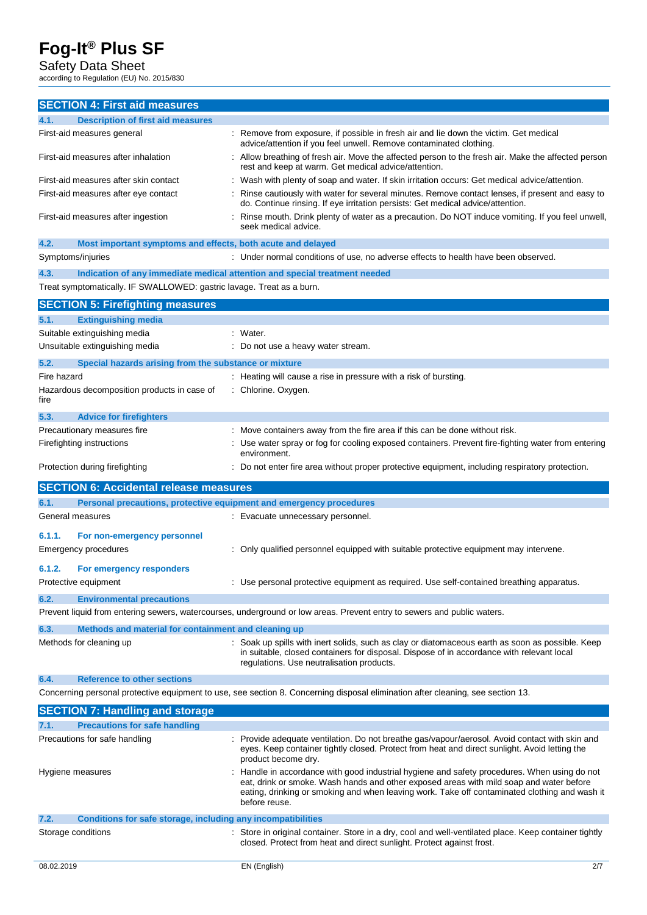## SECTION 4: First aid measures

### 4.1. Description of first aid measures

| | |
|---|---|
| First-aid measures general | : Remove from exposure, if possible in fresh air and lie down the victim. Get medical advice/attention if you feel unwell. Remove contaminated clothing. |
| First-aid measures after inhalation | : Allow breathing of fresh air. Move the affected person to the fresh air. Make the affected person rest and keep at warm. Get medical advice/attention. |
| First-aid measures after skin contact | : Wash with plenty of soap and water. If skin irritation occurs: Get medical advice/attention. |
| First-aid measures after eye contact | : Rinse cautiously with water for several minutes. Remove contact lenses, if present and easy to do. Continue rinsing. If eye irritation persists: Get medical advice/attention. |
| First-aid measures after ingestion | : Rinse mouth. Drink plenty of water as a precaution. Do NOT induce vomiting. If you feel unwell, seek medical advice. |

### 4.2. Most important symptoms and effects, both acute and delayed

| | |
|---|---|
| Symptoms/injuries | : Under normal conditions of use, no adverse effects to health have been observed. |

### 4.3. Indication of any immediate medical attention and special treatment needed

Treat symptomatically. IF SWALLOWED: gastric lavage. Treat as a burn.

## SECTION 5: Firefighting measures

### 5.1. Extinguishing media

| | |
|---|---|
| Suitable extinguishing media | : Water. |
| Unsuitable extinguishing media | : Do not use a heavy water stream. |

### 5.2. Special hazards arising from the substance or mixture

| | |
|---|---|
| Fire hazard | : Heating will cause a rise in pressure with a risk of bursting. |
| Hazardous decomposition products in case of fire | : Chlorine. Oxygen. |

### 5.3. Advice for firefighters

| | |
|---|---|
| Precautionary measures fire | : Move containers away from the fire area if this can be done without risk. |
| Firefighting instructions | : Use water spray or fog for cooling exposed containers. Prevent fire-fighting water from entering environment. |
| Protection during firefighting | : Do not enter fire area without proper protective equipment, including respiratory protection. |

## SECTION 6: Accidental release measures

### 6.1. Personal precautions, protective equipment and emergency procedures

| | |
|---|---|
| General measures | : Evacuate unnecessary personnel. |

#### 6.1.1. For non-emergency personnel

| | |
|---|---|
| Emergency procedures | : Only qualified personnel equipped with suitable protective equipment may intervene. |

#### 6.1.2. For emergency responders

| | |
|---|---|
| Protective equipment | : Use personal protective equipment as required. Use self-contained breathing apparatus. |

### 6.2. Environmental precautions

Prevent liquid from entering sewers, watercourses, underground or low areas. Prevent entry to sewers and public waters.

### 6.3. Methods and material for containment and cleaning up

| | |
|---|---|
| Methods for cleaning up | : Soak up spills with inert solids, such as clay or diatomaceous earth as soon as possible. Keep in suitable, closed containers for disposal. Dispose of in accordance with relevant local regulations. Use neutralisation products. |

### 6.4. Reference to other sections

Concerning personal protective equipment to use, see section 8. Concerning disposal elimination after cleaning, see section 13.

## SECTION 7: Handling and storage

### 7.1. Precautions for safe handling

| | |
|---|---|
| Precautions for safe handling | : Provide adequate ventilation. Do not breathe gas/vapour/aerosol. Avoid contact with skin and eyes. Keep container tightly closed. Protect from heat and direct sunlight. Avoid letting the product become dry. |
| Hygiene measures | : Handle in accordance with good industrial hygiene and safety procedures. When using do not eat, drink or smoke. Wash hands and other exposed areas with mild soap and water before eating, drinking or smoking and when leaving work. Take off contaminated clothing and wash it before reuse. |

### 7.2. Conditions for safe storage, including any incompatibilities

| | |
|---|---|
| Storage conditions | : Store in original container. Store in a dry, cool and well-ventilated place. Keep container tightly closed. Protect from heat and direct sunlight. Protect against frost. |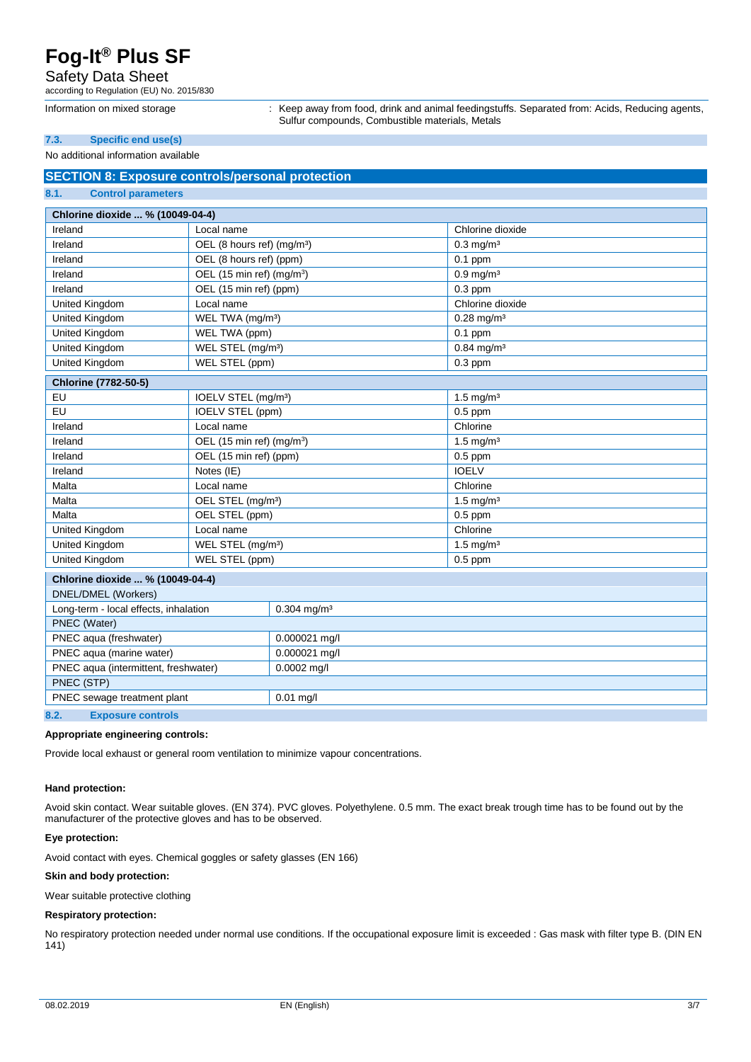| Information on mixed storage | : Keep away from food, drink and animal feedingstuffs. Separated from: Acids, Reducing agents, Sulfur compounds, Combustible materials, Metals |
|---|---|

### 7.3. Specific end use(s)

No additional information available

## SECTION 8: Exposure controls/personal protection

### 8.1. Control parameters

| Chlorine dioxide ... % (10049-04-4) | | |
|---|---|---|
| Ireland | Local name | Chlorine dioxide |
| Ireland | OEL (8 hours ref) (mg/m³) | 0.3 mg/m³ |
| Ireland | OEL (8 hours ref) (ppm) | 0.1 ppm |
| Ireland | OEL (15 min ref) (mg/m³) | 0.9 mg/m³ |
| Ireland | OEL (15 min ref) (ppm) | 0.3 ppm |
| United Kingdom | Local name | Chlorine dioxide |
| United Kingdom | WEL TWA (mg/m³) | 0.28 mg/m³ |
| United Kingdom | WEL TWA (ppm) | 0.1 ppm |
| United Kingdom | WEL STEL (mg/m³) | 0.84 mg/m³ |
| United Kingdom | WEL STEL (ppm) | 0.3 ppm |
| **Chlorine (7782-50-5)** | | |
| EU | IOELV STEL (mg/m³) | 1.5 mg/m³ |
| EU | IOELV STEL (ppm) | 0.5 ppm |
| Ireland | Local name | Chlorine |
| Ireland | OEL (15 min ref) (mg/m³) | 1.5 mg/m³ |
| Ireland | OEL (15 min ref) (ppm) | 0.5 ppm |
| Ireland | Notes (IE) | IOELV |
| Malta | Local name | Chlorine |
| Malta | OEL STEL (mg/m³) | 1.5 mg/m³ |
| Malta | OEL STEL (ppm) | 0.5 ppm |
| United Kingdom | Local name | Chlorine |
| United Kingdom | WEL STEL (mg/m³) | 1.5 mg/m³ |
| United Kingdom | WEL STEL (ppm) | 0.5 ppm |

| Chlorine dioxide ... % (10049-04-4) | |
|---|---|
| DNEL/DMEL (Workers) | |
| Long-term - local effects, inhalation | 0.304 mg/m³ |
| PNEC (Water) | |
| PNEC aqua (freshwater) | 0.000021 mg/l |
| PNEC aqua (marine water) | 0.000021 mg/l |
| PNEC aqua (intermittent, freshwater) | 0.0002 mg/l |
| PNEC (STP) | |
| PNEC sewage treatment plant | 0.01 mg/l |

### 8.2. Exposure controls

**Appropriate engineering controls:**

Provide local exhaust or general room ventilation to minimize vapour concentrations.

**Hand protection:**

Avoid skin contact. Wear suitable gloves. (EN 374). PVC gloves. Polyethylene. 0.5 mm. The exact break trough time has to be found out by the manufacturer of the protective gloves and has to be observed.

**Eye protection:**

Avoid contact with eyes. Chemical goggles or safety glasses (EN 166)

**Skin and body protection:**

Wear suitable protective clothing

**Respiratory protection:**

No respiratory protection needed under normal use conditions. If the occupational exposure limit is exceeded : Gas mask with filter type B. (DIN EN 141)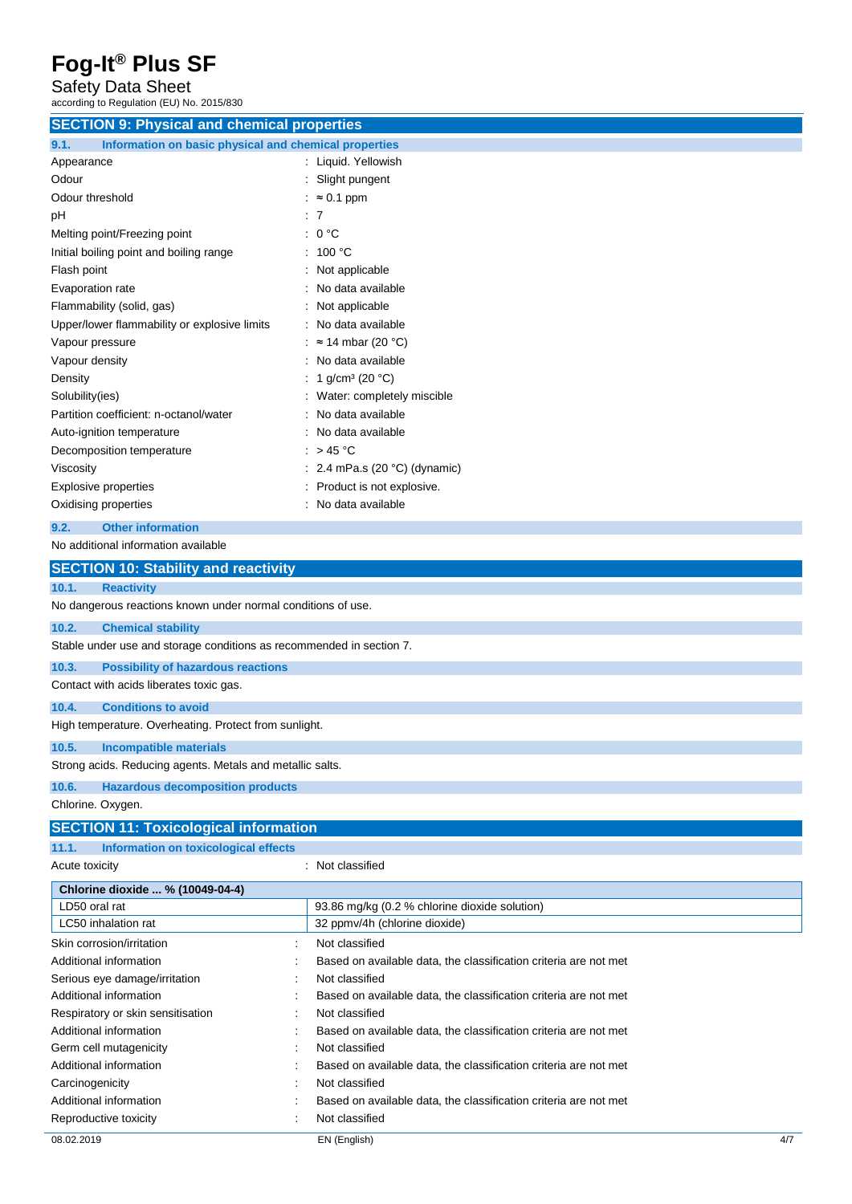## SECTION 9: Physical and chemical properties

### 9.1. Information on basic physical and chemical properties

| | |
|---|---|
| Appearance | : Liquid. Yellowish |
| Odour | : Slight pungent |
| Odour threshold | : ≈ 0.1 ppm |
| pH | : 7 |
| Melting point/Freezing point | : 0 °C |
| Initial boiling point and boiling range | : 100 °C |
| Flash point | : Not applicable |
| Evaporation rate | : No data available |
| Flammability (solid, gas) | : Not applicable |
| Upper/lower flammability or explosive limits | : No data available |
| Vapour pressure | : ≈ 14 mbar (20 °C) |
| Vapour density | : No data available |
| Density | : 1 g/cm³ (20 °C) |
| Solubility(ies) | : Water: completely miscible |
| Partition coefficient: n-octanol/water | : No data available |
| Auto-ignition temperature | : No data available |
| Decomposition temperature | : > 45 °C |
| Viscosity | : 2.4 mPa.s (20 °C) (dynamic) |
| Explosive properties | : Product is not explosive. |
| Oxidising properties | : No data available |

### 9.2. Other information

No additional information available

## SECTION 10: Stability and reactivity

### 10.1. Reactivity

No dangerous reactions known under normal conditions of use.

### 10.2. Chemical stability

Stable under use and storage conditions as recommended in section 7.

### 10.3. Possibility of hazardous reactions

Contact with acids liberates toxic gas.

### 10.4. Conditions to avoid

High temperature. Overheating. Protect from sunlight.

### 10.5. Incompatible materials

Strong acids. Reducing agents. Metals and metallic salts.

### 10.6. Hazardous decomposition products

Chlorine. Oxygen.

## SECTION 11: Toxicological information

### 11.1. Information on toxicological effects

Acute toxicity : Not classified

| Chlorine dioxide ... % (10049-04-4) | |
|---|---|
| LD50 oral rat | 93.86 mg/kg (0.2 % chlorine dioxide solution) |
| LC50 inhalation rat | 32 ppmv/4h (chlorine dioxide) |

| | |
|---|---|
| Skin corrosion/irritation | : Not classified |
| Additional information | : Based on available data, the classification criteria are not met |
| Serious eye damage/irritation | : Not classified |
| Additional information | : Based on available data, the classification criteria are not met |
| Respiratory or skin sensitisation | : Not classified |
| Additional information | : Based on available data, the classification criteria are not met |
| Germ cell mutagenicity | : Not classified |
| Additional information | : Based on available data, the classification criteria are not met |
| Carcinogenicity | : Not classified |
| Additional information | : Based on available data, the classification criteria are not met |
| Reproductive toxicity | : Not classified |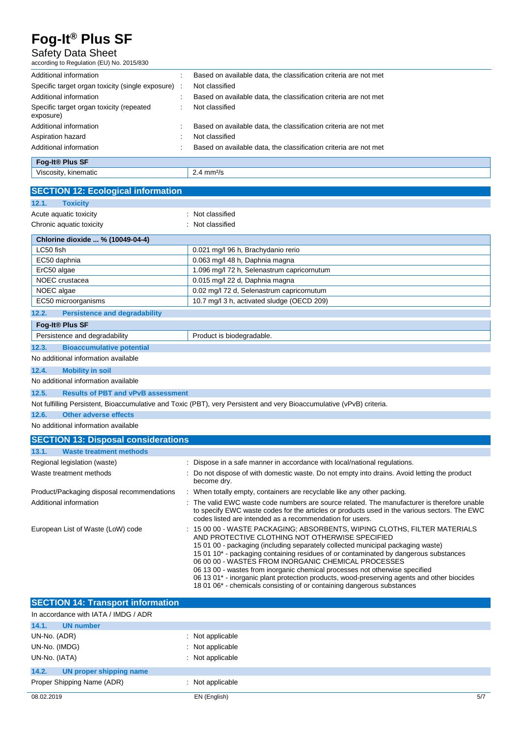| | | |
|---|---|---|
| Additional information | : | Based on available data, the classification criteria are not met |
| Specific target organ toxicity (single exposure) | : | Not classified |
| Additional information | : | Based on available data, the classification criteria are not met |
| Specific target organ toxicity (repeated exposure) | : | Not classified |
| Additional information | : | Based on available data, the classification criteria are not met |
| Aspiration hazard | : | Not classified |
| Additional information | : | Based on available data, the classification criteria are not met |

| Fog-It® Plus SF | |
|---|---|
| Viscosity, kinematic | 2.4 $mm^2/s$ |

## SECTION 12: Ecological information

### 12.1. Toxicity

Acute aquatic toxicity : Not classified

Chronic aquatic toxicity : Not classified

| Chlorine dioxide ... % (10049-04-4) | |
|---|---|
| LC50 fish | 0.021 mg/l 96 h, Brachydanio rerio |
| EC50 daphnia | 0.063 mg/l 48 h, Daphnia magna |
| ErC50 algae | 1.096 mg/l 72 h, Selenastrum capricornutum |
| NOEC crustacea | 0.015 mg/l 22 d, Daphnia magna |
| NOEC algae | 0.02 mg/l 72 d, Selenastrum capricornutum |
| EC50 microorganisms | 10.7 mg/l 3 h, activated sludge (OECD 209) |

### 12.2. Persistence and degradability

| Fog-It® Plus SF | |
|---|---|
| Persistence and degradability | Product is biodegradable. |

### 12.3. Bioaccumulative potential

No additional information available

### 12.4. Mobility in soil

No additional information available

### 12.5. Results of PBT and vPvB assessment

Not fulfilling Persistent, Bioaccumulative and Toxic (PBT), very Persistent and very Bioaccumulative (vPvB) criteria.

### 12.6. Other adverse effects

No additional information available

## SECTION 13: Disposal considerations

### 13.1. Waste treatment methods

| | | |
|---|---|---|
| Regional legislation (waste) | : | Dispose in a safe manner in accordance with local/national regulations. |
| Waste treatment methods | : | Do not dispose of with domestic waste. Do not empty into drains. Avoid letting the product become dry. |
| Product/Packaging disposal recommendations | : | When totally empty, containers are recyclable like any other packing. |
| Additional information | : | The valid EWC waste code numbers are source related. The manufacturer is therefore unable to specify EWC waste codes for the articles or products used in the various sectors. The EWC codes listed are intended as a recommendation for users. |
| European List of Waste (LoW) code | : | 15 00 00 - WASTE PACKAGING; ABSORBENTS, WIPING CLOTHS, FILTER MATERIALS AND PROTECTIVE CLOTHING NOT OTHERWISE SPECIFIED<br>15 01 00 - packaging (including separately collected municipal packaging waste)<br>15 01 10* - packaging containing residues of or contaminated by dangerous substances<br>06 00 00 - WASTES FROM INORGANIC CHEMICAL PROCESSES<br>06 13 00 - wastes from inorganic chemical processes not otherwise specified<br>06 13 01* - inorganic plant protection products, wood-preserving agents and other biocides<br>18 01 06* - chemicals consisting of or containing dangerous substances |

## SECTION 14: Transport information

In accordance with IATA / IMDG / ADR

### 14.1. UN number

UN-No. (ADR) : Not applicable

UN-No. (IMDG) : Not applicable

UN-No. (IATA) : Not applicable

### 14.2. UN proper shipping name

Proper Shipping Name (ADR) : Not applicable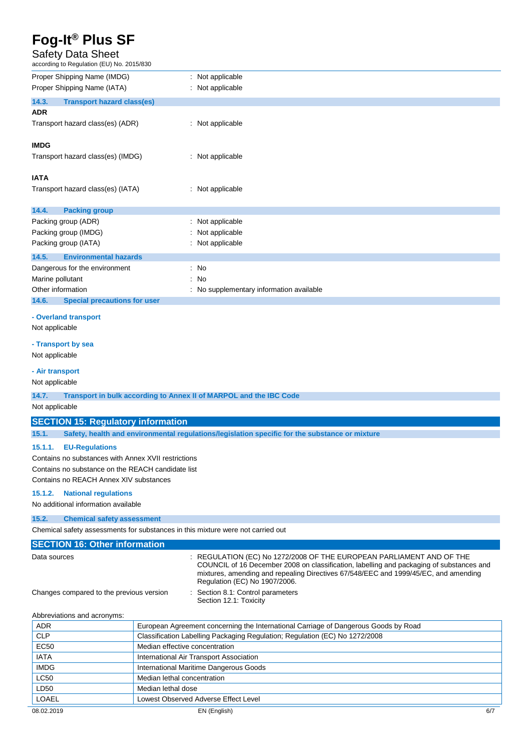Proper Shipping Name (IMDG) : Not applicable

Proper Shipping Name (IATA) : Not applicable

### 14.3. Transport hazard class(es)

**ADR**

Transport hazard class(es) (ADR) : Not applicable

**IMDG**

Transport hazard class(es) (IMDG) : Not applicable

**IATA**

Transport hazard class(es) (IATA) : Not applicable

### 14.4. Packing group

Packing group (ADR) : Not applicable

Packing group (IMDG) : Not applicable

Packing group (IATA) : Not applicable

### 14.5. Environmental hazards

Dangerous for the environment : No

Marine pollutant : No

Other information : No supplementary information available

### 14.6. Special precautions for user

**- Overland transport**

Not applicable

**- Transport by sea**

Not applicable

**- Air transport**

Not applicable

### 14.7. Transport in bulk according to Annex II of MARPOL and the IBC Code

Not applicable

## SECTION 15: Regulatory information

### 15.1. Safety, health and environmental regulations/legislation specific for the substance or mixture

#### 15.1.1. EU-Regulations

Contains no substances with Annex XVII restrictions

Contains no substance on the REACH candidate list

Contains no REACH Annex XIV substances

#### 15.1.2. National regulations

No additional information available

### 15.2. Chemical safety assessment

Chemical safety assessments for substances in this mixture were not carried out

## SECTION 16: Other information

Data sources : REGULATION (EC) No 1272/2008 OF THE EUROPEAN PARLIAMENT AND OF THE COUNCIL of 16 December 2008 on classification, labelling and packaging of substances and mixtures, amending and repealing Directives 67/548/EEC and 1999/45/EC, and amending Regulation (EC) No 1907/2006.

Changes compared to the previous version : Section 8.1: Control parameters
Section 12.1: Toxicity

Abbreviations and acronyms:

| | |
|---|---|
| ADR | European Agreement concerning the International Carriage of Dangerous Goods by Road |
| CLP | Classification Labelling Packaging Regulation; Regulation (EC) No 1272/2008 |
| EC50 | Median effective concentration |
| IATA | International Air Transport Association |
| IMDG | International Maritime Dangerous Goods |
| LC50 | Median lethal concentration |
| LD50 | Median lethal dose |
| LOAEL | Lowest Observed Adverse Effect Level |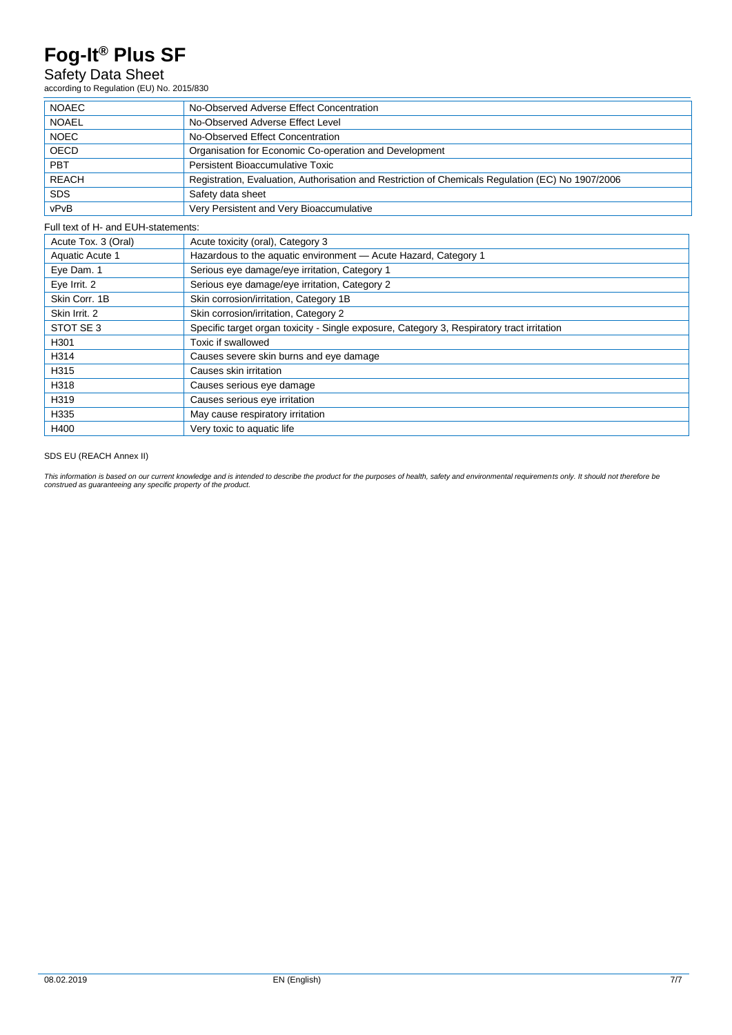| | |
|---|---|
| NOAEC | No-Observed Adverse Effect Concentration |
| NOAEL | No-Observed Adverse Effect Level |
| NOEC | No-Observed Effect Concentration |
| OECD | Organisation for Economic Co-operation and Development |
| PBT | Persistent Bioaccumulative Toxic |
| REACH | Registration, Evaluation, Authorisation and Restriction of Chemicals Regulation (EC) No 1907/2006 |
| SDS | Safety data sheet |
| vPvB | Very Persistent and Very Bioaccumulative |

Full text of H- and EUH-statements:

| | |
|---|---|
| Acute Tox. 3 (Oral) | Acute toxicity (oral), Category 3 |
| Aquatic Acute 1 | Hazardous to the aquatic environment — Acute Hazard, Category 1 |
| Eye Dam. 1 | Serious eye damage/eye irritation, Category 1 |
| Eye Irrit. 2 | Serious eye damage/eye irritation, Category 2 |
| Skin Corr. 1B | Skin corrosion/irritation, Category 1B |
| Skin Irrit. 2 | Skin corrosion/irritation, Category 2 |
| STOT SE 3 | Specific target organ toxicity - Single exposure, Category 3, Respiratory tract irritation |
| H301 | Toxic if swallowed |
| H314 | Causes severe skin burns and eye damage |
| H315 | Causes skin irritation |
| H318 | Causes serious eye damage |
| H319 | Causes serious eye irritation |
| H335 | May cause respiratory irritation |
| H400 | Very toxic to aquatic life |

SDS EU (REACH Annex II)

*This information is based on our current knowledge and is intended to describe the product for the purposes of health, safety and environmental requirements only. It should not therefore be construed as guaranteeing any specific property of the product.*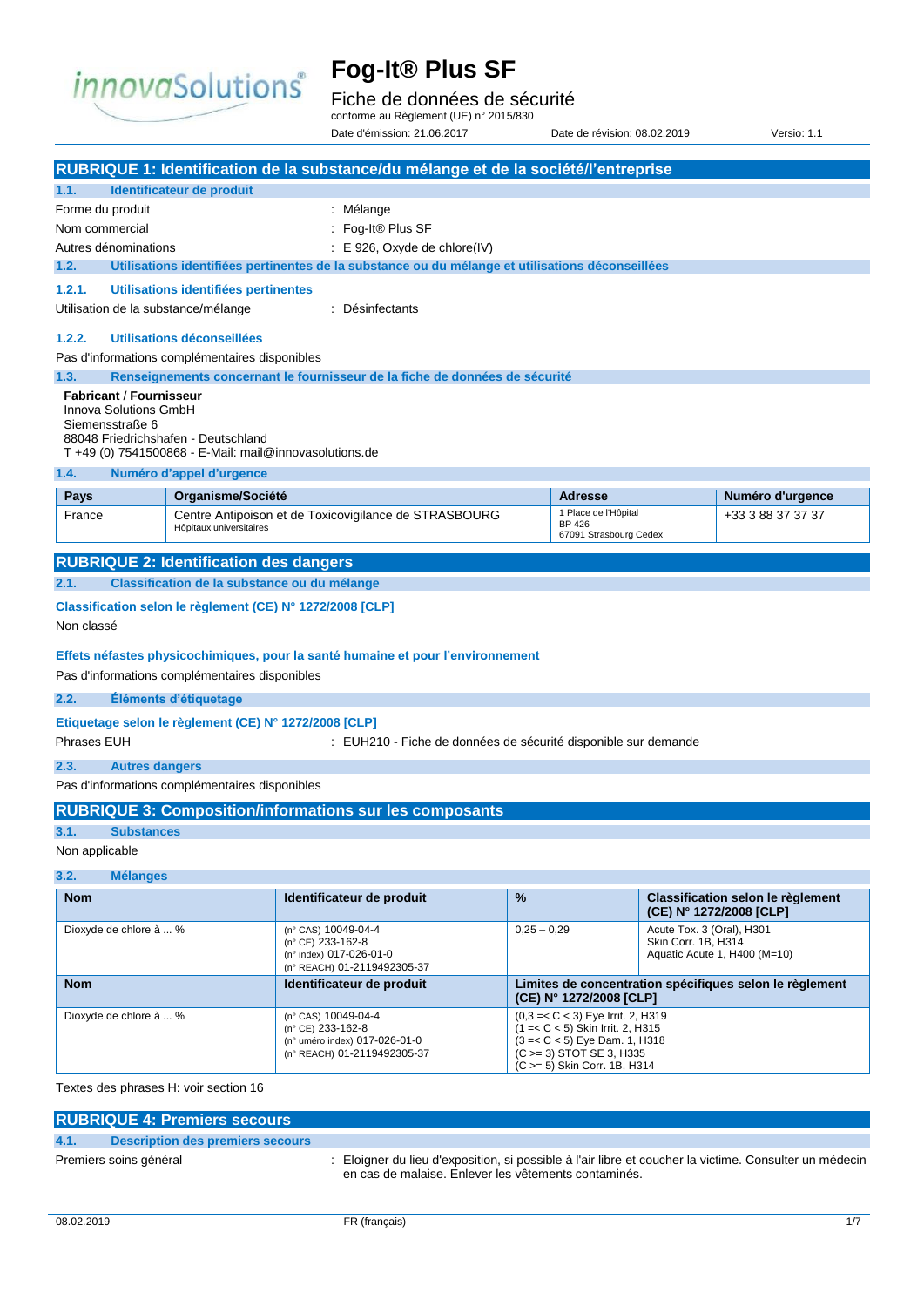# Fog-It® Plus SF

Fiche de données de sécurité
conforme au Règlement (UE) n° 2015/830

Date d'émission: 21.06.2017 Date de révision: 08.02.2019 Versio: 1.1

## RUBRIQUE 1: Identification de la substance/du mélange et de la société/l'entreprise

### 1.1. Identificateur de produit

Forme du produit : Mélange

Nom commercial : Fog-It® Plus SF

Autres dénominations : E 926, Oxyde de chlore(IV)

### 1.2. Utilisations identifiées pertinentes de la substance ou du mélange et utilisations déconseillées

#### 1.2.1. Utilisations identifiées pertinentes

Utilisation de la substance/mélange : Désinfectants

#### 1.2.2. Utilisations déconseillées

Pas d'informations complémentaires disponibles

### 1.3. Renseignements concernant le fournisseur de la fiche de données de sécurité

**Fabricant** / **Fournisseur**
Innova Solutions GmbH
Siemensstraße 6
88048 Friedrichshafen - Deutschland
T +49 (0) 7541500868 - E-Mail: mail@innovasolutions.de

### 1.4. Numéro d'appel d'urgence

| Pays | Organisme/Société | Adresse | Numéro d'urgence |
|---|---|---|---|
| France | Centre Antipoison et de Toxicovigilance de STRASBOURG<br>Hôpitaux universitaires | 1 Place de l'Hôpital<br>BP 426<br>67091 Strasbourg Cedex | +33 3 88 37 37 37 |

## RUBRIQUE 2: Identification des dangers

### 2.1. Classification de la substance ou du mélange

**Classification selon le règlement (CE) N° 1272/2008 [CLP]**

Non classé

**Effets néfastes physicochimiques, pour la santé humaine et pour l'environnement**

Pas d'informations complémentaires disponibles

### 2.2. Éléments d'étiquetage

**Etiquetage selon le règlement (CE) N° 1272/2008 [CLP]**

Phrases EUH : EUH210 - Fiche de données de sécurité disponible sur demande

### 2.3. Autres dangers

Pas d'informations complémentaires disponibles

## RUBRIQUE 3: Composition/informations sur les composants

### 3.1. Substances

Non applicable

### 3.2. Mélanges

| Nom | Identificateur de produit | % | Classification selon le règlement (CE) N° 1272/2008 [CLP] |
|---|---|---|---|
| Dioxyde de chlore à ... % | (n° CAS) 10049-04-4<br>(n° CE) 233-162-8<br>(n° index) 017-026-01-0<br>(n° REACH) 01-2119492305-37 | 0,25 – 0,29 | Acute Tox. 3 (Oral), H301<br>Skin Corr. 1B, H314<br>Aquatic Acute 1, H400 (M=10) |

| Nom | Identificateur de produit | Limites de concentration spécifiques selon le règlement (CE) N° 1272/2008 [CLP] |
|---|---|---|
| Dioxyde de chlore à ... % | (n° CAS) 10049-04-4<br>(n° CE) 233-162-8<br>(n° uméro index) 017-026-01-0<br>(n° REACH) 01-2119492305-37 | (0,3 =< C < 3) Eye Irrit. 2, H319<br>(1 =< C < 5) Skin Irrit. 2, H315<br>(3 =< C < 5) Eye Dam. 1, H318<br>(C >= 3) STOT SE 3, H335<br>(C >= 5) Skin Corr. 1B, H314 |

Textes des phrases H: voir section 16

## RUBRIQUE 4: Premiers secours

### 4.1. Description des premiers secours

Premiers soins général : Eloigner du lieu d'exposition, si possible à l'air libre et coucher la victime. Consulter un médecin en cas de malaise. Enlever les vêtements contaminés.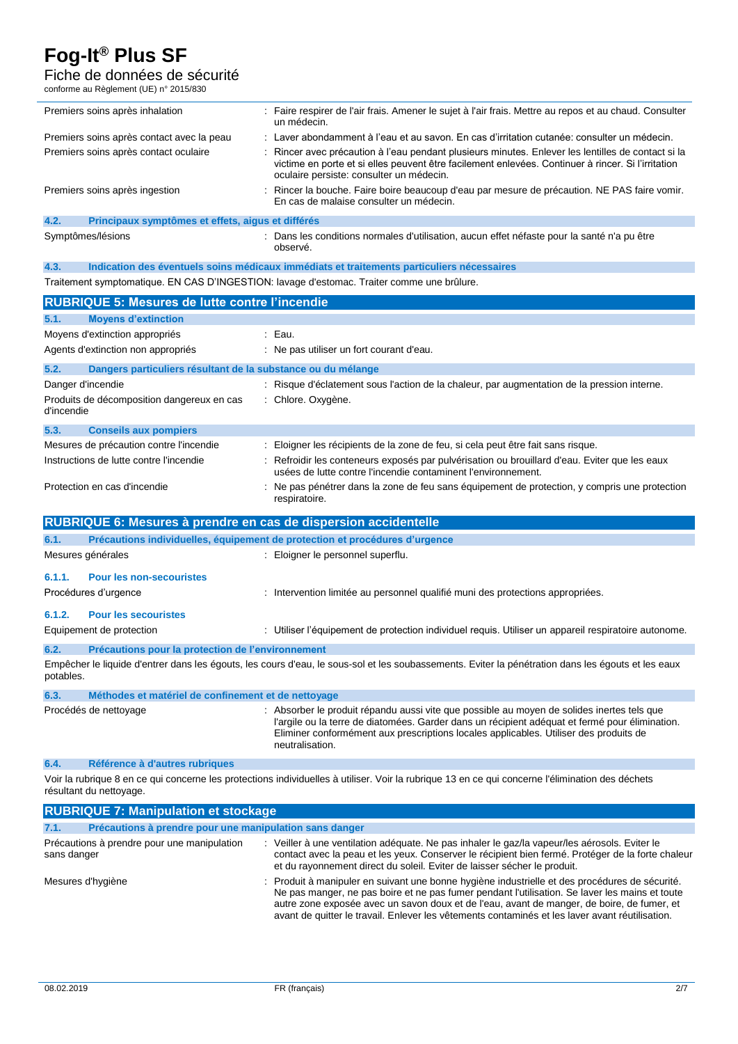| | |
|---|---|
| Premiers soins après inhalation | : Faire respirer de l'air frais. Amener le sujet à l'air frais. Mettre au repos et au chaud. Consulter un médecin. |
| Premiers soins après contact avec la peau | : Laver abondamment à l'eau et au savon. En cas d'irritation cutanée: consulter un médecin. |
| Premiers soins après contact oculaire | : Rincer avec précaution à l'eau pendant plusieurs minutes. Enlever les lentilles de contact si la victime en porte et si elles peuvent être facilement enlevées. Continuer à rincer. Si l'irritation oculaire persiste: consulter un médecin. |
| Premiers soins après ingestion | : Rincer la bouche. Faire boire beaucoup d'eau par mesure de précaution. NE PAS faire vomir. En cas de malaise consulter un médecin. |

### 4.2. Principaux symptômes et effets, aigus et différés

| | |
|---|---|
| Symptômes/lésions | : Dans les conditions normales d'utilisation, aucun effet néfaste pour la santé n'a pu être observé. |

### 4.3. Indication des éventuels soins médicaux immédiats et traitements particuliers nécessaires

Traitement symptomatique. EN CAS D'INGESTION: lavage d'estomac. Traiter comme une brûlure.

## RUBRIQUE 5: Mesures de lutte contre l'incendie

### 5.1. Moyens d'extinction

| | |
|---|---|
| Moyens d'extinction appropriés | : Eau. |
| Agents d'extinction non appropriés | : Ne pas utiliser un fort courant d'eau. |

### 5.2. Dangers particuliers résultant de la substance ou du mélange

| | |
|---|---|
| Danger d'incendie | : Risque d'éclatement sous l'action de la chaleur, par augmentation de la pression interne. |
| Produits de décomposition dangereux en cas d'incendie | : Chlore. Oxygène. |

### 5.3. Conseils aux pompiers

| | |
|---|---|
| Mesures de précaution contre l'incendie | : Eloigner les récipients de la zone de feu, si cela peut être fait sans risque. |
| Instructions de lutte contre l'incendie | : Refroidir les conteneurs exposés par pulvérisation ou brouillard d'eau. Eviter que les eaux usées de lutte contre l'incendie contaminent l'environnement. |
| Protection en cas d'incendie | : Ne pas pénétrer dans la zone de feu sans équipement de protection, y compris une protection respiratoire. |

## RUBRIQUE 6: Mesures à prendre en cas de dispersion accidentelle

### 6.1. Précautions individuelles, équipement de protection et procédures d'urgence

| | |
|---|---|
| Mesures générales | : Eloigner le personnel superflu. |

#### 6.1.1. Pour les non-secouristes

| | |
|---|---|
| Procédures d'urgence | : Intervention limitée au personnel qualifié muni des protections appropriées. |

#### 6.1.2. Pour les secouristes

| | |
|---|---|
| Equipement de protection | : Utiliser l'équipement de protection individuel requis. Utiliser un appareil respiratoire autonome. |

### 6.2. Précautions pour la protection de l'environnement

Empêcher le liquide d'entrer dans les égouts, les cours d'eau, le sous-sol et les soubassements. Eviter la pénétration dans les égouts et les eaux potables.

### 6.3. Méthodes et matériel de confinement et de nettoyage

| | |
|---|---|
| Procédés de nettoyage | : Absorber le produit répandu aussi vite que possible au moyen de solides inertes tels que l'argile ou la terre de diatomées. Garder dans un récipient adéquat et fermé pour élimination. Eliminer conformément aux prescriptions locales applicables. Utiliser des produits de neutralisation. |

### 6.4. Référence à d'autres rubriques

Voir la rubrique 8 en ce qui concerne les protections individuelles à utiliser. Voir la rubrique 13 en ce qui concerne l'élimination des déchets résultant du nettoyage.

## RUBRIQUE 7: Manipulation et stockage

### 7.1. Précautions à prendre pour une manipulation sans danger

| | |
|---|---|
| Précautions à prendre pour une manipulation sans danger | : Veiller à une ventilation adéquate. Ne pas inhaler le gaz/la vapeur/les aérosols. Eviter le contact avec la peau et les yeux. Conserver le récipient bien fermé. Protéger de la forte chaleur et du rayonnement direct du soleil. Eviter de laisser sécher le produit. |
| Mesures d'hygiène | : Produit à manipuler en suivant une bonne hygiène industrielle et des procédures de sécurité. Ne pas manger, ne pas boire et ne pas fumer pendant l'utilisation. Se laver les mains et toute autre zone exposée avec un savon doux et de l'eau, avant de manger, de boire, de fumer, et avant de quitter le travail. Enlever les vêtements contaminés et les laver avant réutilisation. |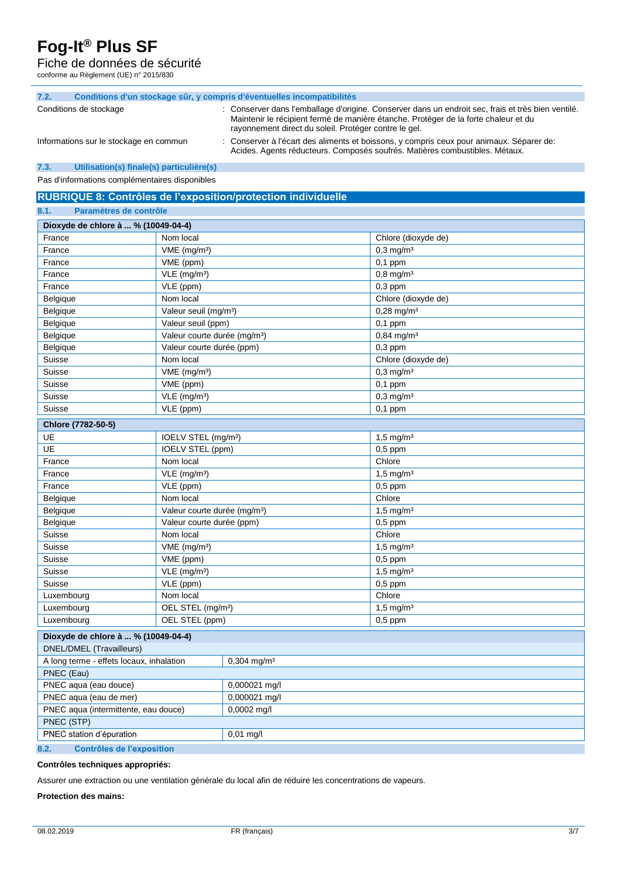### 7.2. Conditions d'un stockage sûr, y compris d'éventuelles incompatibilités

Conditions de stockage : Conserver dans l'emballage d'origine. Conserver dans un endroit sec, frais et très bien ventilé. Maintenir le récipient fermé de manière étanche. Protéger de la forte chaleur et du rayonnement direct du soleil. Protéger contre le gel.

Informations sur le stockage en commun : Conserver à l'écart des aliments et boissons, y compris ceux pour animaux. Séparer de: Acides. Agents réducteurs. Composés soufrés. Matières combustibles. Métaux.

### 7.3. Utilisation(s) finale(s) particulière(s)

Pas d'informations complémentaires disponibles

## RUBRIQUE 8: Contrôles de l'exposition/protection individuelle

### 8.1. Paramètres de contrôle

| Dioxyde de chlore à ... % (10049-04-4) | | |
|---|---|---|
| France | Nom local | Chlore (dioxyde de) |
| France | VME (mg/m³) | 0,3 mg/m³ |
| France | VME (ppm) | 0,1 ppm |
| France | VLE (mg/m³) | 0,8 mg/m³ |
| France | VLE (ppm) | 0,3 ppm |
| Belgique | Nom local | Chlore (dioxyde de) |
| Belgique | Valeur seuil (mg/m³) | 0,28 mg/m³ |
| Belgique | Valeur seuil (ppm) | 0,1 ppm |
| Belgique | Valeur courte durée (mg/m³) | 0,84 mg/m³ |
| Belgique | Valeur courte durée (ppm) | 0,3 ppm |
| Suisse | Nom local | Chlore (dioxyde de) |
| Suisse | VME (mg/m³) | 0,3 mg/m³ |
| Suisse | VME (ppm) | 0,1 ppm |
| Suisse | VLE (mg/m³) | 0,3 mg/m³ |
| Suisse | VLE (ppm) | 0,1 ppm |

| Chlore (7782-50-5) | | |
|---|---|---|
| UE | IOELV STEL (mg/m³) | 1,5 mg/m³ |
| UE | IOELV STEL (ppm) | 0,5 ppm |
| France | Nom local | Chlore |
| France | VLE (mg/m³) | 1,5 mg/m³ |
| France | VLE (ppm) | 0,5 ppm |
| Belgique | Nom local | Chlore |
| Belgique | Valeur courte durée (mg/m³) | 1,5 mg/m³ |
| Belgique | Valeur courte durée (ppm) | 0,5 ppm |
| Suisse | Nom local | Chlore |
| Suisse | VME (mg/m³) | 1,5 mg/m³ |
| Suisse | VME (ppm) | 0,5 ppm |
| Suisse | VLE (mg/m³) | 1,5 mg/m³ |
| Suisse | VLE (ppm) | 0,5 ppm |
| Luxembourg | Nom local | Chlore |
| Luxembourg | OEL STEL (mg/m³) | 1,5 mg/m³ |
| Luxembourg | OEL STEL (ppm) | 0,5 ppm |

| Dioxyde de chlore à ... % (10049-04-4) | |
|---|---|
| DNEL/DMEL (Travailleurs) | |
| A long terme - effets locaux, inhalation | 0,304 mg/m³ |
| PNEC (Eau) | |
| PNEC aqua (eau douce) | 0,000021 mg/l |
| PNEC aqua (eau de mer) | 0,000021 mg/l |
| PNEC aqua (intermittente, eau douce) | 0,0002 mg/l |
| PNEC (STP) | |
| PNEC station d'épuration | 0,01 mg/l |

### 8.2. Contrôles de l'exposition

**Contrôles techniques appropriés:**

Assurer une extraction ou une ventilation générale du local afin de réduire les concentrations de vapeurs.

**Protection des mains:**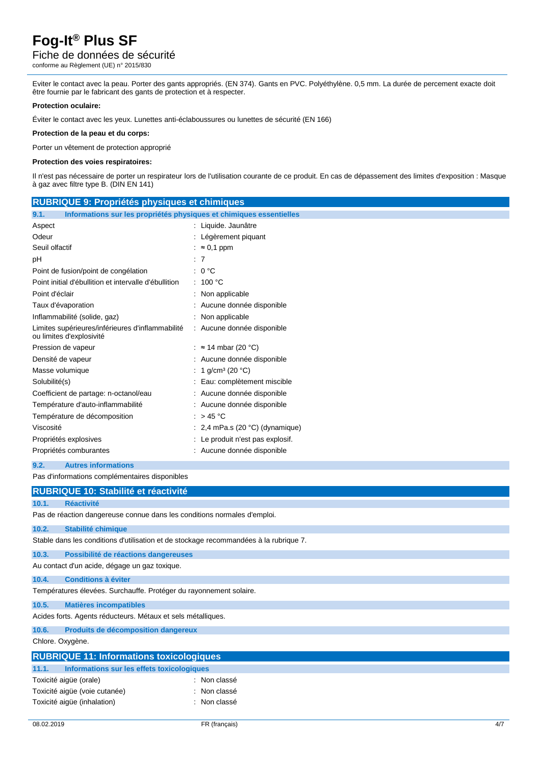Eviter le contact avec la peau. Porter des gants appropriés. (EN 374). Gants en PVC. Polyéthylène. 0,5 mm. La durée de percement exacte doit être fournie par le fabricant des gants de protection et à respecter.

**Protection oculaire:**

Éviter le contact avec les yeux. Lunettes anti-éclaboussures ou lunettes de sécurité (EN 166)

**Protection de la peau et du corps:**

Porter un vêtement de protection approprié

**Protection des voies respiratoires:**

Il n'est pas nécessaire de porter un respirateur lors de l'utilisation courante de ce produit. En cas de dépassement des limites d'exposition : Masque à gaz avec filtre type B. (DIN EN 141)

## RUBRIQUE 9: Propriétés physiques et chimiques

### 9.1. Informations sur les propriétés physiques et chimiques essentielles

| | |
|---|---|
| Aspect | : Liquide. Jaunâtre |
| Odeur | : Légèrement piquant |
| Seuil olfactif | : ≈ 0,1 ppm |
| pH | : 7 |
| Point de fusion/point de congélation | : 0 °C |
| Point initial d'ébullition et intervalle d'ébullition | : 100 °C |
| Point d'éclair | : Non applicable |
| Taux d'évaporation | : Aucune donnée disponible |
| Inflammabilité (solide, gaz) | : Non applicable |
| Limites supérieures/inférieures d'inflammabilité ou limites d'explosivité | : Aucune donnée disponible |
| Pression de vapeur | : ≈ 14 mbar (20 °C) |
| Densité de vapeur | : Aucune donnée disponible |
| Masse volumique | : 1 g/cm³ (20 °C) |
| Solubilité(s) | : Eau: complètement miscible |
| Coefficient de partage: n-octanol/eau | : Aucune donnée disponible |
| Température d'auto-inflammabilité | : Aucune donnée disponible |
| Température de décomposition | : > 45 °C |
| Viscosité | : 2,4 mPa.s (20 °C) (dynamique) |
| Propriétés explosives | : Le produit n'est pas explosif. |
| Propriétés comburantes | : Aucune donnée disponible |

### 9.2. Autres informations

Pas d'informations complémentaires disponibles

## RUBRIQUE 10: Stabilité et réactivité

### 10.1. Réactivité

Pas de réaction dangereuse connue dans les conditions normales d'emploi.

### 10.2. Stabilité chimique

Stable dans les conditions d'utilisation et de stockage recommandées à la rubrique 7.

### 10.3. Possibilité de réactions dangereuses

Au contact d'un acide, dégage un gaz toxique.

### 10.4. Conditions à éviter

Températures élevées. Surchauffe. Protéger du rayonnement solaire.

### 10.5. Matières incompatibles

Acides forts. Agents réducteurs. Métaux et sels métalliques.

### 10.6. Produits de décomposition dangereux

Chlore. Oxygène.

## RUBRIQUE 11: Informations toxicologiques

### 11.1. Informations sur les effets toxicologiques

| | |
|---|---|
| Toxicité aigüe (orale) | : Non classé |
| Toxicité aigüe (voie cutanée) | : Non classé |
| Toxicité aigüe (inhalation) | : Non classé |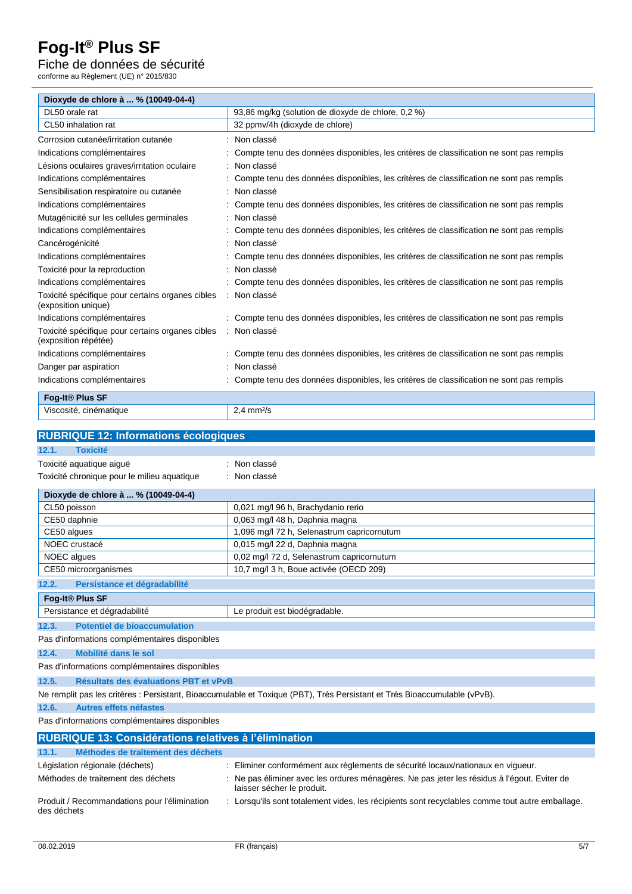| Dioxyde de chlore à ... % (10049-04-4) | |
|---|---|
| DL50 orale rat | 93,86 mg/kg (solution de dioxyde de chlore, 0,2 %) |
| CL50 inhalation rat | 32 ppmv/4h (dioxyde de chlore) |

Corrosion cutanée/irritation cutanée : Non classé

Indications complémentaires : Compte tenu des données disponibles, les critères de classification ne sont pas remplis

Lésions oculaires graves/irritation oculaire : Non classé

Indications complémentaires : Compte tenu des données disponibles, les critères de classification ne sont pas remplis

Sensibilisation respiratoire ou cutanée : Non classé

Indications complémentaires : Compte tenu des données disponibles, les critères de classification ne sont pas remplis

Mutagénicité sur les cellules germinales : Non classé

Indications complémentaires : Compte tenu des données disponibles, les critères de classification ne sont pas remplis

Cancérogénicité : Non classé

Indications complémentaires : Compte tenu des données disponibles, les critères de classification ne sont pas remplis

Toxicité pour la reproduction : Non classé

Indications complémentaires : Compte tenu des données disponibles, les critères de classification ne sont pas remplis

Toxicité spécifique pour certains organes cibles (exposition unique) : Non classé

Indications complémentaires : Compte tenu des données disponibles, les critères de classification ne sont pas remplis

Toxicité spécifique pour certains organes cibles (exposition répétée) : Non classé

Indications complémentaires : Compte tenu des données disponibles, les critères de classification ne sont pas remplis

Danger par aspiration : Non classé

Indications complémentaires : Compte tenu des données disponibles, les critères de classification ne sont pas remplis

| Fog-It® Plus SF | |
|---|---|
| Viscosité, cinématique | 2,4 mm²/s |

## RUBRIQUE 12: Informations écologiques

### 12.1. Toxicité

Toxicité aquatique aiguë : Non classé

Toxicité chronique pour le milieu aquatique : Non classé

| Dioxyde de chlore à ... % (10049-04-4) | |
|---|---|
| CL50 poisson | 0,021 mg/l 96 h, Brachydanio rerio |
| CE50 daphnie | 0,063 mg/l 48 h, Daphnia magna |
| CE50 algues | 1,096 mg/l 72 h, Selenastrum capricornutum |
| NOEC crustacé | 0,015 mg/l 22 d, Daphnia magna |
| NOEC algues | 0,02 mg/l 72 d, Selenastrum capricornutum |
| CE50 microorganismes | 10,7 mg/l 3 h, Boue activée (OECD 209) |

### 12.2. Persistance et dégradabilité

| Fog-It® Plus SF | |
|---|---|
| Persistance et dégradabilité | Le produit est biodégradable. |

### 12.3. Potentiel de bioaccumulation

Pas d'informations complémentaires disponibles

### 12.4. Mobilité dans le sol

Pas d'informations complémentaires disponibles

### 12.5. Résultats des évaluations PBT et vPvB

Ne remplit pas les critères : Persistant, Bioaccumulable et Toxique (PBT), Très Persistant et Très Bioaccumulable (vPvB).

### 12.6. Autres effets néfastes

Pas d'informations complémentaires disponibles

## RUBRIQUE 13: Considérations relatives à l'élimination

### 13.1. Méthodes de traitement des déchets

Législation régionale (déchets) : Eliminer conformément aux règlements de sécurité locaux/nationaux en vigueur.

Méthodes de traitement des déchets : Ne pas éliminer avec les ordures ménagères. Ne pas jeter les résidus à l'égout. Eviter de laisser sécher le produit.

Produit / Recommandations pour l'élimination des déchets : Lorsqu'ils sont totalement vides, les récipients sont recyclables comme tout autre emballage.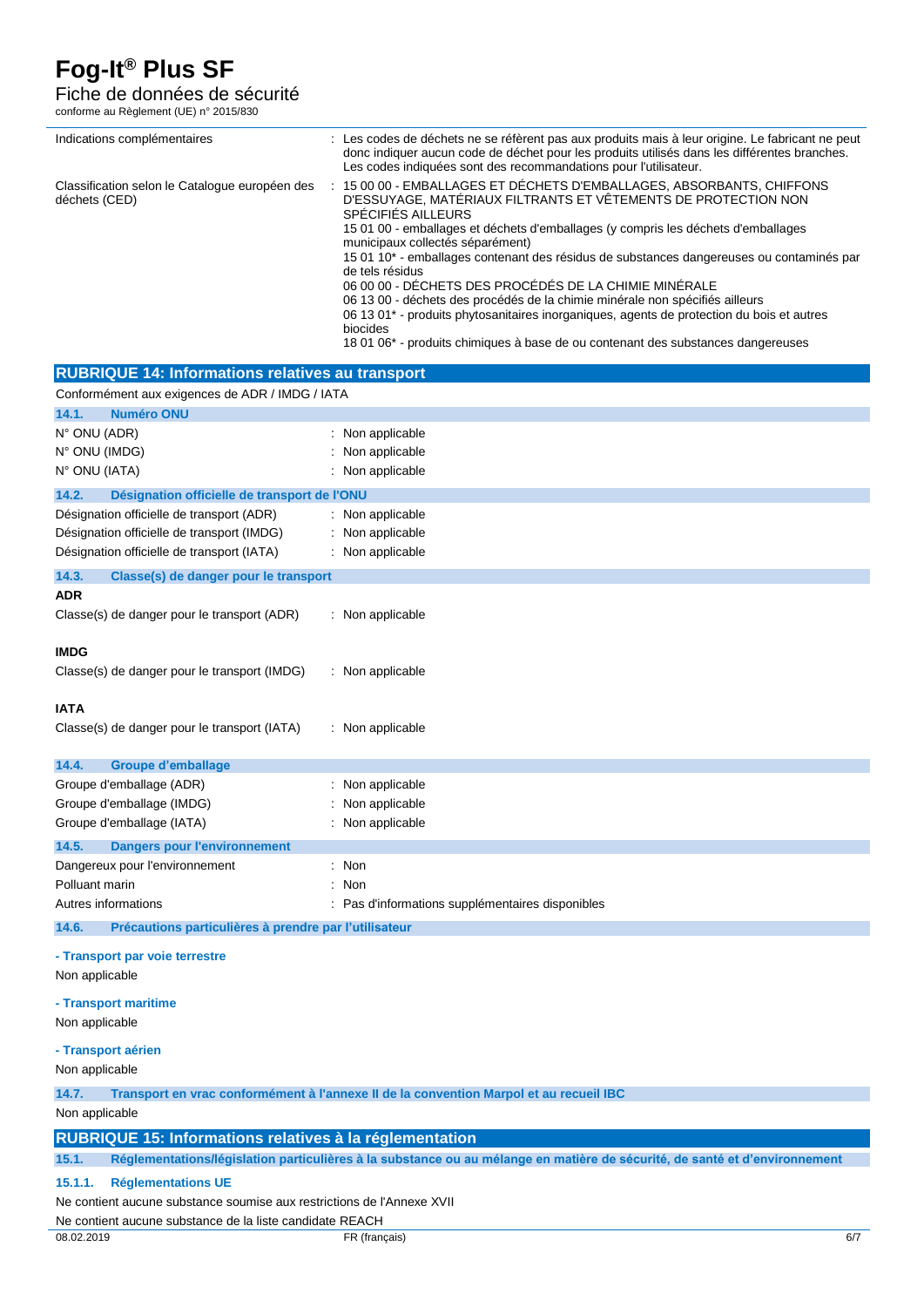| | |
|---|---|
| Indications complémentaires | : Les codes de déchets ne se réfèrent pas aux produits mais à leur origine. Le fabricant ne peut donc indiquer aucun code de déchet pour les produits utilisés dans les différentes branches. Les codes indiqués sont des recommandations pour l'utilisateur. |
| Classification selon le Catalogue européen des déchets (CED) | : 15 00 00 - EMBALLAGES ET DÉCHETS D'EMBALLAGES, ABSORBANTS, CHIFFONS D'ESSUYAGE, MATÉRIAUX FILTRANTS ET VÊTEMENTS DE PROTECTION NON SPÉCIFIÉS AILLEURS<br>15 01 00 - emballages et déchets d'emballages (y compris les déchets d'emballages municipaux collectés séparément)<br>15 01 10* - emballages contenant des résidus de substances dangereuses ou contaminés par de tels résidus<br>06 00 00 - DÉCHETS DES PROCÉDÉS DE LA CHIMIE MINÉRALE<br>06 13 00 - déchets des procédés de la chimie minérale non spécifiés ailleurs<br>06 13 01* - produits phytosanitaires inorganiques, agents de protection du bois et autres biocides<br>18 01 06* - produits chimiques à base de ou contenant des substances dangereuses |

## RUBRIQUE 14: Informations relatives au transport

Conformément aux exigences de ADR / IMDG / IATA

### 14.1. Numéro ONU

| | |
|---|---|
| N° ONU (ADR) | : Non applicable |
| N° ONU (IMDG) | : Non applicable |
| N° ONU (IATA) | : Non applicable |

### 14.2. Désignation officielle de transport de l'ONU

| | |
|---|---|
| Désignation officielle de transport (ADR) | : Non applicable |
| Désignation officielle de transport (IMDG) | : Non applicable |
| Désignation officielle de transport (IATA) | : Non applicable |

### 14.3. Classe(s) de danger pour le transport

**ADR**

Classe(s) de danger pour le transport (ADR) : Non applicable

**IMDG**

Classe(s) de danger pour le transport (IMDG) : Non applicable

**IATA**

Classe(s) de danger pour le transport (IATA) : Non applicable

### 14.4. Groupe d'emballage

| | |
|---|---|
| Groupe d'emballage (ADR) | : Non applicable |
| Groupe d'emballage (IMDG) | : Non applicable |
| Groupe d'emballage (IATA) | : Non applicable |

### 14.5. Dangers pour l'environnement

| | |
|---|---|
| Dangereux pour l'environnement | : Non |
| Polluant marin | : Non |
| Autres informations | : Pas d'informations supplémentaires disponibles |

### 14.6. Précautions particulières à prendre par l'utilisateur

**- Transport par voie terrestre**

Non applicable

**- Transport maritime**

Non applicable

**- Transport aérien**

Non applicable

### 14.7. Transport en vrac conformément à l'annexe II de la convention Marpol et au recueil IBC

Non applicable

## RUBRIQUE 15: Informations relatives à la réglementation

### 15.1. Réglementations/législation particulières à la substance ou au mélange en matière de sécurité, de santé et d'environnement

#### 15.1.1. Réglementations UE

Ne contient aucune substance soumise aux restrictions de l'Annexe XVII

Ne contient aucune substance de la liste candidate REACH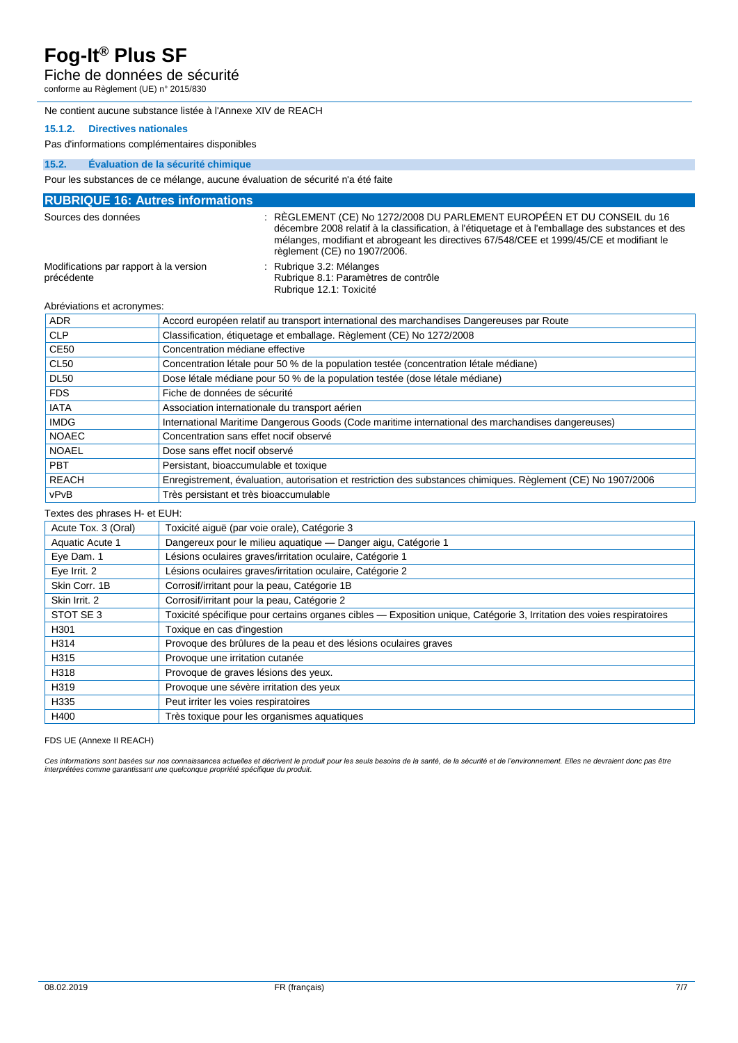Ne contient aucune substance listée à l'Annexe XIV de REACH

### 15.1.2. Directives nationales

Pas d'informations complémentaires disponibles

### 15.2. Évaluation de la sécurité chimique

Pour les substances de ce mélange, aucune évaluation de sécurité n'a été faite

## RUBRIQUE 16: Autres informations

| | |
|---|---|
| Sources des données | : RÈGLEMENT (CE) No 1272/2008 DU PARLEMENT EUROPÉEN ET DU CONSEIL du 16 décembre 2008 relatif à la classification, à l'étiquetage et à l'emballage des substances et des mélanges, modifiant et abrogeant les directives 67/548/CEE et 1999/45/CE et modifiant le règlement (CE) no 1907/2006. |
| Modifications par rapport à la version précédente | : Rubrique 3.2: Mélanges<br>Rubrique 8.1: Paramètres de contrôle<br>Rubrique 12.1: Toxicité |

Abréviations et acronymes:

| | |
|---|---|
| ADR | Accord européen relatif au transport international des marchandises Dangereuses par Route |
| CLP | Classification, étiquetage et emballage. Règlement (CE) No 1272/2008 |
| CE50 | Concentration médiane effective |
| CL50 | Concentration létale pour 50 % de la population testée (concentration létale médiane) |
| DL50 | Dose létale médiane pour 50 % de la population testée (dose létale médiane) |
| FDS | Fiche de données de sécurité |
| IATA | Association internationale du transport aérien |
| IMDG | International Maritime Dangerous Goods (Code maritime international des marchandises dangereuses) |
| NOAEC | Concentration sans effet nocif observé |
| NOAEL | Dose sans effet nocif observé |
| PBT | Persistant, bioaccumulable et toxique |
| REACH | Enregistrement, évaluation, autorisation et restriction des substances chimiques. Règlement (CE) No 1907/2006 |
| vPvB | Très persistant et très bioaccumulable |

Textes des phrases H- et EUH:

| | |
|---|---|
| Acute Tox. 3 (Oral) | Toxicité aiguë (par voie orale), Catégorie 3 |
| Aquatic Acute 1 | Dangereux pour le milieu aquatique — Danger aigu, Catégorie 1 |
| Eye Dam. 1 | Lésions oculaires graves/irritation oculaire, Catégorie 1 |
| Eye Irrit. 2 | Lésions oculaires graves/irritation oculaire, Catégorie 2 |
| Skin Corr. 1B | Corrosif/irritant pour la peau, Catégorie 1B |
| Skin Irrit. 2 | Corrosif/irritant pour la peau, Catégorie 2 |
| STOT SE 3 | Toxicité spécifique pour certains organes cibles — Exposition unique, Catégorie 3, Irritation des voies respiratoires |
| H301 | Toxique en cas d'ingestion |
| H314 | Provoque des brûlures de la peau et des lésions oculaires graves |
| H315 | Provoque une irritation cutanée |
| H318 | Provoque de graves lésions des yeux. |
| H319 | Provoque une sévère irritation des yeux |
| H335 | Peut irriter les voies respiratoires |
| H400 | Très toxique pour les organismes aquatiques |

FDS UE (Annexe II REACH)

*Ces informations sont basées sur nos connaissances actuelles et décrivent le produit pour les seuls besoins de la santé, de la sécurité et de l'environnement. Elles ne devraient donc pas être interprétées comme garantissant une quelconque propriété spécifique du produit.*